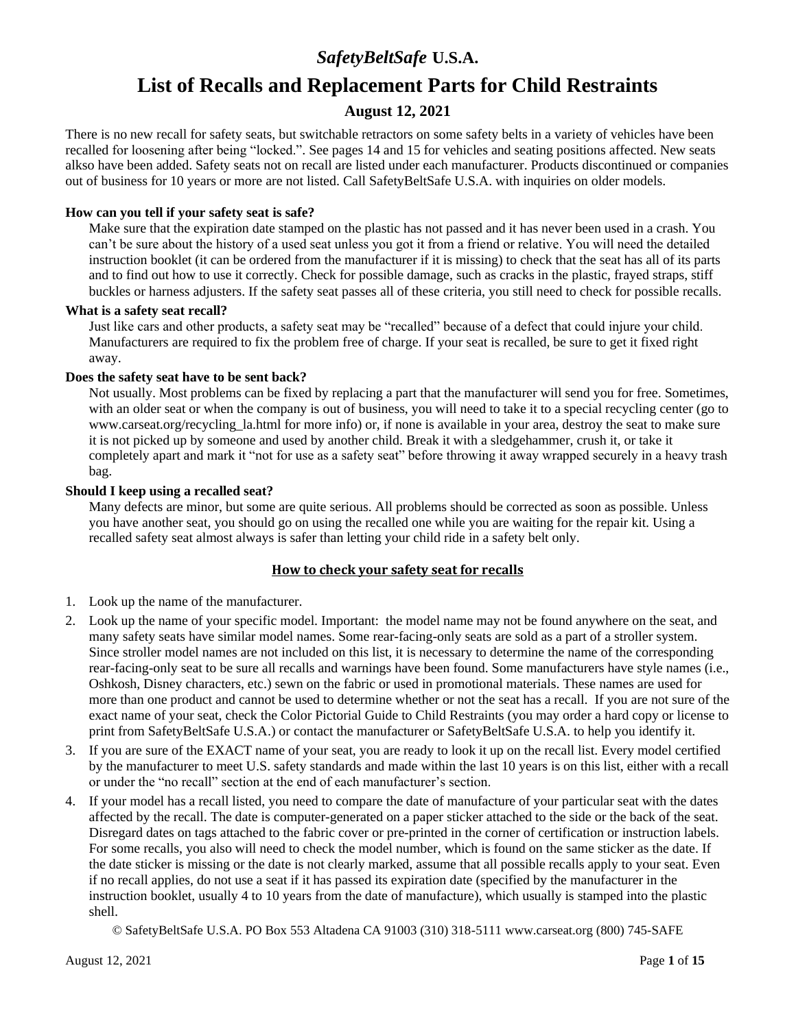# *SafetyBeltSafe* U.S.A.

# List of Recalls and Replacement Parts for Child Restraints

### August 12, 2021

There is no new recall for safety seats, but switchable retractors on some safety belts in a variety of vehicles have been recalled for loosening after being "locked.". See pages 14 and 15 for vehicles and seating positions affected. New seats alkso have been added. Safety seats not on recall are listed under each manufacturer. Products discontinued or companies out of business for 10 years or more are not listed. Call SafetyBeltSafe U.S.A. with inquiries on older models.

**How can you tell if your safety seat is safe?**

Make sure that the expiration date stamped on the plastic has not passed and it has never been used in a crash. You can't be sure about the history of a used seat unless you got it from a friend or relative. You will need the detailed instruction booklet (it can be ordered from the manufacturer if it is missing) to check that the seat has all of its parts and to find out how to use it correctly. Check for possible damage, such as cracks in the plastic, frayed straps, stiff buckles or harness adjusters. If the safety seat passes all of these criteria, you still need to check for possible recalls.

**What is a safety seat recall?**

Just like cars and other products, a safety seat may be "recalled" because of a defect that could injure your child. Manufacturers are required to fix the problem free of charge. If your seat is recalled, be sure to get it fixed right away.

**Does the safety seat have to be sent back?**

Not usually. Most problems can be fixed by replacing a part that the manufacturer will send you for free. Sometimes, with an older seat or when the company is out of business, you will need to take it to a special recycling center (go to www.carseat.org/recycling_la.html for more info) or, if none is available in your area, destroy the seat to make sure it is not picked up by someone and used by another child. Break it with a sledgehammer, crush it, or take it completely apart and mark it "not for use as a safety seat" before throwing it away wrapped securely in a heavy trash bag.

**Should I keep using a recalled seat?**

Many defects are minor, but some are quite serious. All problems should be corrected as soon as possible. Unless you have another seat, you should go on using the recalled one while you are waiting for the repair kit. Using a recalled safety seat almost always is safer than letting your child ride in a safety belt only.

## How to check your safety seat for recalls

1. Look up the name of the manufacturer.
2. Look up the name of your specific model. Important: the model name may not be found anywhere on the seat, and many safety seats have similar model names. Some rear-facing-only seats are sold as a part of a stroller system. Since stroller model names are not included on this list, it is necessary to determine the name of the corresponding rear-facing-only seat to be sure all recalls and warnings have been found. Some manufacturers have style names (i.e., Oshkosh, Disney characters, etc.) sewn on the fabric or used in promotional materials. These names are used for more than one product and cannot be used to determine whether or not the seat has a recall. If you are not sure of the exact name of your seat, check the Color Pictorial Guide to Child Restraints (you may order a hard copy or license to print from SafetyBeltSafe U.S.A.) or contact the manufacturer or SafetyBeltSafe U.S.A. to help you identify it.
3. If you are sure of the EXACT name of your seat, you are ready to look it up on the recall list. Every model certified by the manufacturer to meet U.S. safety standards and made within the last 10 years is on this list, either with a recall or under the "no recall" section at the end of each manufacturer's section.
4. If your model has a recall listed, you need to compare the date of manufacture of your particular seat with the dates affected by the recall. The date is computer-generated on a paper sticker attached to the side or the back of the seat. Disregard dates on tags attached to the fabric cover or pre-printed in the corner of certification or instruction labels. For some recalls, you also will need to check the model number, which is found on the same sticker as the date. If the date sticker is missing or the date is not clearly marked, assume that all possible recalls apply to your seat. Even if no recall applies, do not use a seat if it has passed its expiration date (specified by the manufacturer in the instruction booklet, usually 4 to 10 years from the date of manufacture), which usually is stamped into the plastic shell.

© SafetyBeltSafe U.S.A. PO Box 553 Altadena CA 91003 (310) 318-5111 www.carseat.org (800) 745-SAFE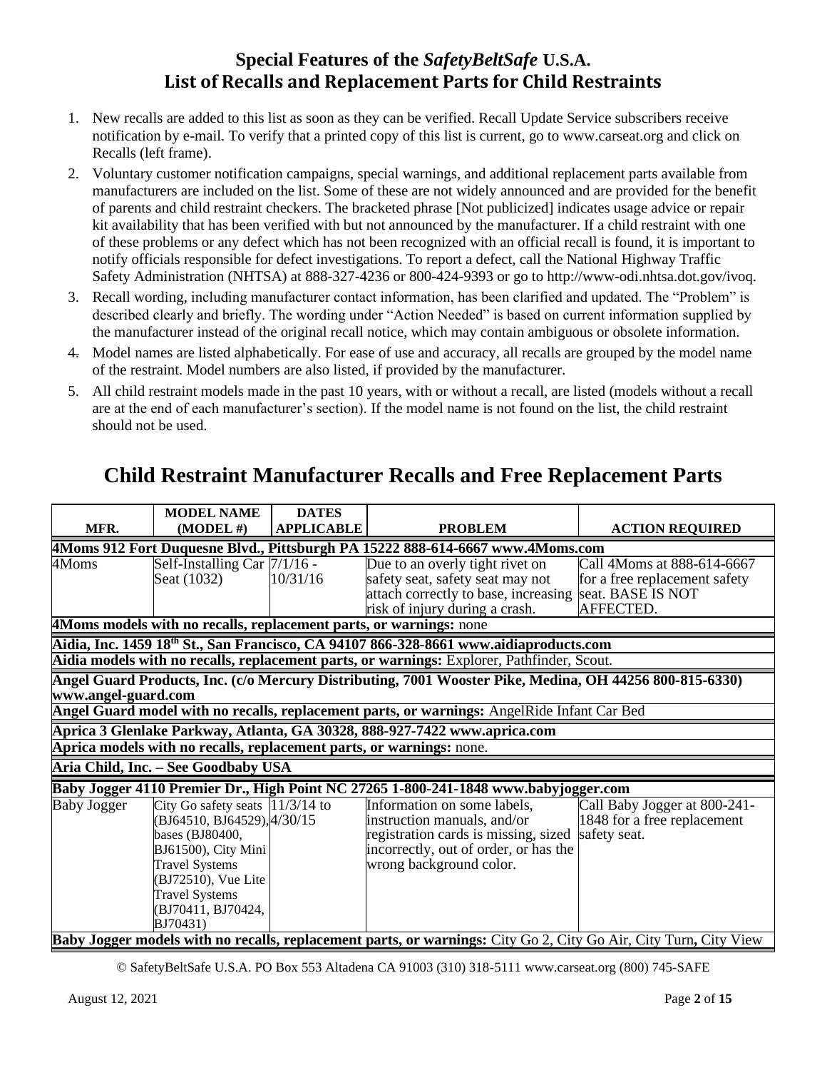## Special Features of the *SafetyBeltSafe* U.S.A. List of Recalls and Replacement Parts for Child Restraints

1. New recalls are added to this list as soon as they can be verified. Recall Update Service subscribers receive notification by e-mail. To verify that a printed copy of this list is current, go to www.carseat.org and click on Recalls (left frame).
2. Voluntary customer notification campaigns, special warnings, and additional replacement parts available from manufacturers are included on the list. Some of these are not widely announced and are provided for the benefit of parents and child restraint checkers. The bracketed phrase [Not publicized] indicates usage advice or repair kit availability that has been verified with but not announced by the manufacturer. If a child restraint with one of these problems or any defect which has not been recognized with an official recall is found, it is important to notify officials responsible for defect investigations. To report a defect, call the National Highway Traffic Safety Administration (NHTSA) at 888-327-4236 or 800-424-9393 or go to http://www-odi.nhtsa.dot.gov/ivoq.
3. Recall wording, including manufacturer contact information, has been clarified and updated. The "Problem" is described clearly and briefly. The wording under "Action Needed" is based on current information supplied by the manufacturer instead of the original recall notice, which may contain ambiguous or obsolete information.
4. Model names are listed alphabetically. For ease of use and accuracy, all recalls are grouped by the model name of the restraint. Model numbers are also listed, if provided by the manufacturer.
5. All child restraint models made in the past 10 years, with or without a recall, are listed (models without a recall are at the end of each manufacturer's section). If the model name is not found on the list, the child restraint should not be used.

# Child Restraint Manufacturer Recalls and Free Replacement Parts

| MFR. | MODEL NAME (MODEL #) | DATES APPLICABLE | PROBLEM | ACTION REQUIRED |
|---|---|---|---|---|
| **4Moms 912 Fort Duquesne Blvd., Pittsburgh PA 15222 888-614-6667 www.4Moms.com** | | | | |
| 4Moms | Self-Installing Car Seat (1032) | 7/1/16 - 10/31/16 | Due to an overly tight rivet on safety seat, safety seat may not attach correctly to base, increasing risk of injury during a crash. | Call 4Moms at 888-614-6667 for a free replacement safety seat. BASE IS NOT AFFECTED. |
| **4Moms models with no recalls, replacement parts, or warnings:** none | | | | |
| **Aidia, Inc. 1459 18th St., San Francisco, CA 94107 866-328-8661 www.aidiaproducts.com** | | | | |
| **Aidia models with no recalls, replacement parts, or warnings:** Explorer, Pathfinder, Scout. | | | | |
| **Angel Guard Products, Inc. (c/o Mercury Distributing, 7001 Wooster Pike, Medina, OH 44256 800-815-6330) www.angel-guard.com** | | | | |
| **Angel Guard model with no recalls, replacement parts, or warnings:** AngelRide Infant Car Bed | | | | |
| **Aprica 3 Glenlake Parkway, Atlanta, GA 30328, 888-927-7422 www.aprica.com** | | | | |
| **Aprica models with no recalls, replacement parts, or warnings:** none. | | | | |
| **Aria Child, Inc. – See Goodbaby USA** | | | | |
| **Baby Jogger 4110 Premier Dr., High Point NC 27265 1-800-241-1848 www.babyjogger.com** | | | | |
| Baby Jogger | City Go safety seats (BJ64510, BJ64529), bases (BJ80400, BJ61500), City Mini Travel Systems (BJ72510), Vue Lite Travel Systems (BJ70411, BJ70424, BJ70431) | 11/3/14 to 4/30/15 | Information on some labels, instruction manuals, and/or registration cards is missing, sized incorrectly, out of order, or has the wrong background color. | Call Baby Jogger at 800-241-1848 for a free replacement safety seat. |
| **Baby Jogger models with no recalls, replacement parts, or warnings:** City Go 2, City Go Air, City Turn, City View | | | | |

© SafetyBeltSafe U.S.A. PO Box 553 Altadena CA 91003 (310) 318-5111 www.carseat.org (800) 745-SAFE

August 12, 2021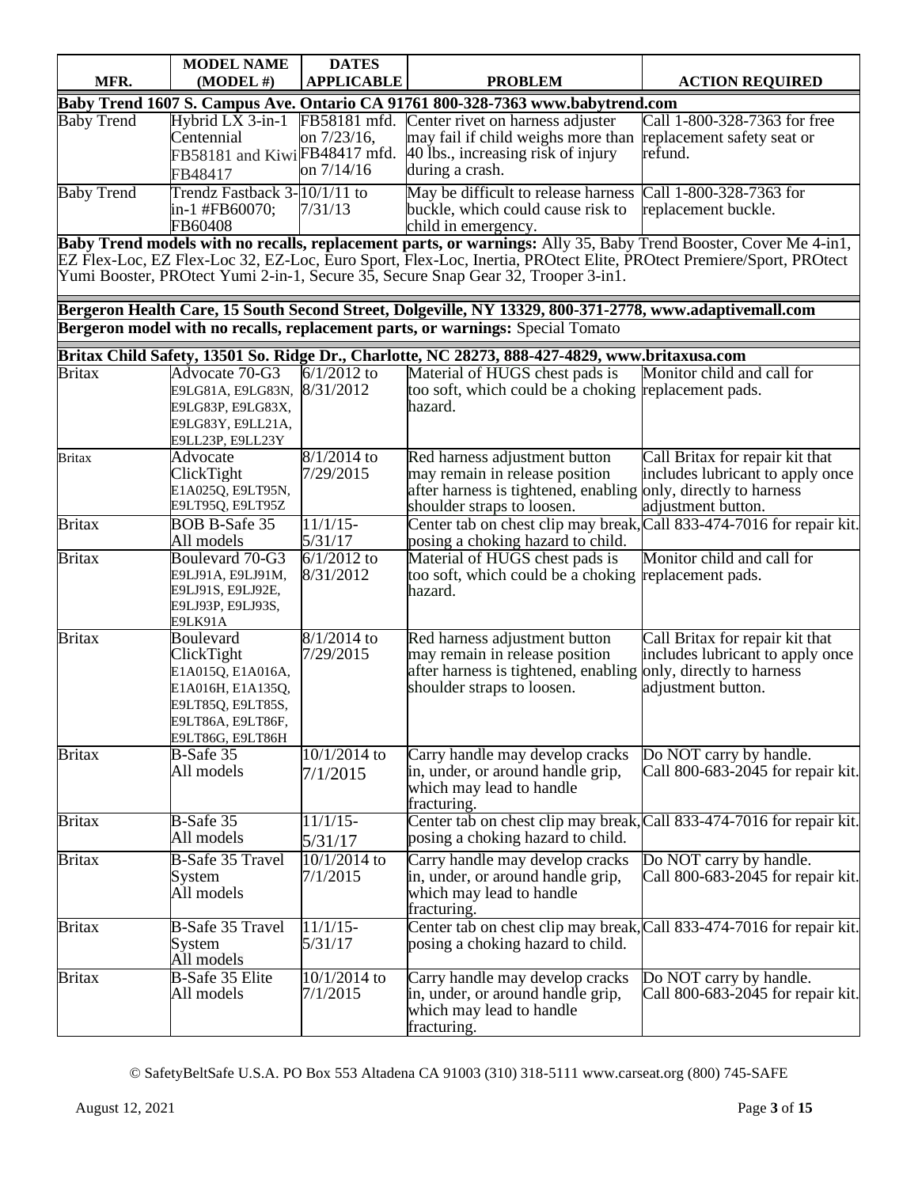| MFR. | MODEL NAME (MODEL #) | DATES APPLICABLE | PROBLEM | ACTION REQUIRED |
|---|---|---|---|---|
| **Baby Trend 1607 S. Campus Ave. Ontario CA 91761 800-328-7363 www.babytrend.com** | | | | |
| Baby Trend | Hybrid LX 3-in-1 Centennial FB58181 and Kiwi FB48417 | FB58181 mfd. on 7/23/16, FB48417 mfd. on 7/14/16 | Center rivet on harness adjuster may fail if child weighs more than 40 lbs., increasing risk of injury during a crash. | Call 1-800-328-7363 for free replacement safety seat or refund. |
| Baby Trend | Trendz Fastback 3-in-1 #FB60070; FB60408 | 10/1/11 to 7/31/13 | May be difficult to release harness buckle, which could cause risk to child in emergency. | Call 1-800-328-7363 for replacement buckle. |
| **Baby Trend models with no recalls, replacement parts, or warnings:** Ally 35, Baby Trend Booster, Cover Me 4-in1, EZ Flex-Loc, EZ Flex-Loc 32, EZ-Loc, Euro Sport, Flex-Loc, Inertia, PROtect Elite, PROtect Premiere/Sport, PROtect Yumi Booster, PROtect Yumi 2-in-1, Secure 35, Secure Snap Gear 32, Trooper 3-in1. | | | | |
| **Bergeron Health Care, 15 South Second Street, Dolgeville, NY 13329, 800-371-2778, www.adaptivemall.com** | | | | |
| **Bergeron model with no recalls, replacement parts, or warnings:** Special Tomato | | | | |
| **Britax Child Safety, 13501 So. Ridge Dr., Charlotte, NC 28273, 888-427-4829, www.britaxusa.com** | | | | |
| Britax | Advocate 70-G3 E9LG81A, E9LG83N, E9LG83P, E9LG83X, E9LG83Y, E9LL21A, E9LL23P, E9LL23Y | 6/1/2012 to 8/31/2012 | Material of HUGS chest pads is too soft, which could be a choking hazard. | Monitor child and call for replacement pads. |
| Britax | Advocate ClickTight E1A025Q, E9LT95N, E9LT95Q, E9LT95Z | 8/1/2014 to 7/29/2015 | Red harness adjustment button may remain in release position after harness is tightened, enabling shoulder straps to loosen. | Call Britax for repair kit that includes lubricant to apply once only, directly to harness adjustment button. |
| Britax | BOB B-Safe 35 All models | 11/1/15-5/31/17 | Center tab on chest clip may break, posing a choking hazard to child. | Call 833-474-7016 for repair kit. |
| Britax | Boulevard 70-G3 E9LJ91A, E9LJ91M, E9LJ91S, E9LJ92E, E9LJ93P, E9LJ93S, E9LK91A | 6/1/2012 to 8/31/2012 | Material of HUGS chest pads is too soft, which could be a choking hazard. | Monitor child and call for replacement pads. |
| Britax | Boulevard ClickTight E1A015Q, E1A016A, E1A016H, E1A135Q, E9LT85Q, E9LT85S, E9LT86A, E9LT86F, E9LT86G, E9LT86H | 8/1/2014 to 7/29/2015 | Red harness adjustment button may remain in release position after harness is tightened, enabling shoulder straps to loosen. | Call Britax for repair kit that includes lubricant to apply once only, directly to harness adjustment button. |
| Britax | B-Safe 35 All models | 10/1/2014 to 7/1/2015 | Carry handle may develop cracks in, under, or around handle grip, which may lead to handle fracturing. | Do NOT carry by handle. Call 800-683-2045 for repair kit. |
| Britax | B-Safe 35 All models | 11/1/15-5/31/17 | Center tab on chest clip may break, posing a choking hazard to child. | Call 833-474-7016 for repair kit. |
| Britax | B-Safe 35 Travel System All models | 10/1/2014 to 7/1/2015 | Carry handle may develop cracks in, under, or around handle grip, which may lead to handle fracturing. | Do NOT carry by handle. Call 800-683-2045 for repair kit. |
| Britax | B-Safe 35 Travel System All models | 11/1/15-5/31/17 | Center tab on chest clip may break, posing a choking hazard to child. | Call 833-474-7016 for repair kit. |
| Britax | B-Safe 35 Elite All models | 10/1/2014 to 7/1/2015 | Carry handle may develop cracks in, under, or around handle grip, which may lead to handle fracturing. | Do NOT carry by handle. Call 800-683-2045 for repair kit. |

© SafetyBeltSafe U.S.A. PO Box 553 Altadena CA 91003 (310) 318-5111 www.carseat.org (800) 745-SAFE

August 12, 2021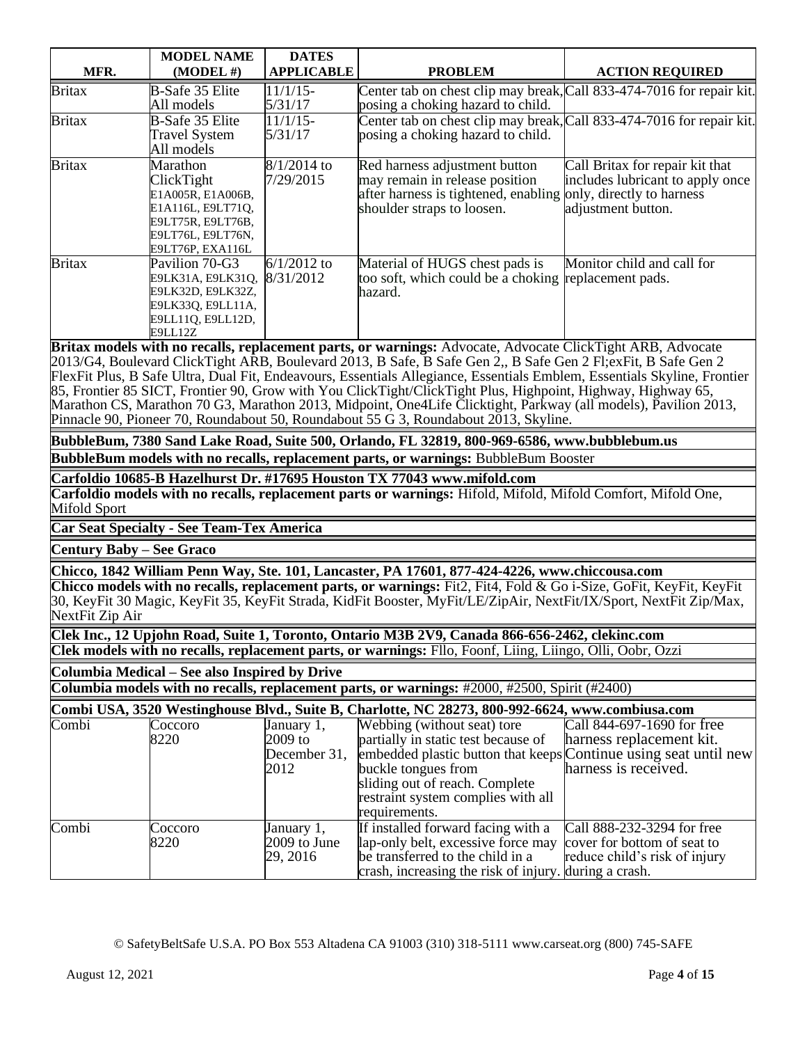| MFR. | MODEL NAME (MODEL #) | DATES APPLICABLE | PROBLEM | ACTION REQUIRED |
|---|---|---|---|---|
| Britax | B-Safe 35 Elite All models | 11/1/15-5/31/17 | Center tab on chest clip may break, posing a choking hazard to child. | Call 833-474-7016 for repair kit. |
| Britax | B-Safe 35 Elite Travel System All models | 11/1/15-5/31/17 | Center tab on chest clip may break, posing a choking hazard to child. | Call 833-474-7016 for repair kit. |
| Britax | Marathon ClickTight E1A005R, E1A006B, E1A116L, E9LT71Q, E9LT75R, E9LT76B, E9LT76L, E9LT76N, E9LT76P, EXA116L | 8/1/2014 to 7/29/2015 | Red harness adjustment button may remain in release position after harness is tightened, enabling shoulder straps to loosen. | Call Britax for repair kit that includes lubricant to apply once only, directly to harness adjustment button. |
| Britax | Pavilion 70-G3 E9LK31A, E9LK31Q, E9LK32D, E9LK32Z, E9LK33Q, E9LL11A, E9LL11Q, E9LL12D, E9LL12Z | 6/1/2012 to 8/31/2012 | Material of HUGS chest pads is too soft, which could be a choking hazard. | Monitor child and call for replacement pads. |

**Britax models with no recalls, replacement parts, or warnings:** Advocate, Advocate ClickTight ARB, Advocate 2013/G4, Boulevard ClickTight ARB, Boulevard 2013, B Safe, B Safe Gen 2,, B Safe Gen 2 Fl;exFit, B Safe Gen 2 FlexFit Plus, B Safe Ultra, Dual Fit, Endeavours, Essentials Allegiance, Essentials Emblem, Essentials Skyline, Frontier 85, Frontier 85 SICT, Frontier 90, Grow with You ClickTight/ClickTight Plus, Highpoint, Highway, Highway 65, Marathon CS, Marathon 70 G3, Marathon 2013, Midpoint, One4Life Clicktight, Parkway (all models), Pavilion 2013, Pinnacle 90, Pioneer 70, Roundabout 50, Roundabout 55 G 3, Roundabout 2013, Skyline.

**BubbleBum, 7380 Sand Lake Road, Suite 500, Orlando, FL 32819, 800-969-6586, www.bubblebum.us**

**BubbleBum models with no recalls, replacement parts, or warnings:** BubbleBum Booster

**Carfoldio 10685-B Hazelhurst Dr. #17695 Houston TX 77043 www.mifold.com**

**Carfoldio models with no recalls, replacement parts or warnings:** Hifold, Mifold, Mifold Comfort, Mifold One, Mifold Sport

**Car Seat Specialty - See Team-Tex America**

**Century Baby – See Graco**

**Chicco, 1842 William Penn Way, Ste. 101, Lancaster, PA 17601, 877-424-4226, www.chiccousa.com**

**Chicco models with no recalls, replacement parts, or warnings:** Fit2, Fit4, Fold & Go i-Size, GoFit, KeyFit, KeyFit 30, KeyFit 30 Magic, KeyFit 35, KeyFit Strada, KidFit Booster, MyFit/LE/ZipAir, NextFit/IX/Sport, NextFit Zip/Max, NextFit Zip Air

**Clek Inc., 12 Upjohn Road, Suite 1, Toronto, Ontario M3B 2V9, Canada 866-656-2462, clekinc.com**

**Clek models with no recalls, replacement parts, or warnings:** Fllo, Foonf, Liing, Liingo, Olli, Oobr, Ozzi

**Columbia Medical – See also Inspired by Drive**

**Columbia models with no recalls, replacement parts, or warnings:** #2000, #2500, Spirit (#2400)

**Combi USA, 3520 Westinghouse Blvd., Suite B, Charlotte, NC 28273, 800-992-6624, www.combiusa.com**

| MFR. | MODEL NAME (MODEL #) | DATES APPLICABLE | PROBLEM | ACTION REQUIRED |
|---|---|---|---|---|
| Combi | Coccoro 8220 | January 1, 2009 to December 31, 2012 | Webbing (without seat) tore partially in static test because of embedded plastic button that keeps buckle tongues from sliding out of reach. Complete restraint system complies with all requirements. | Call 844-697-1690 for free harness replacement kit. Continue using seat until new harness is received. |
| Combi | Coccoro 8220 | January 1, 2009 to June 29, 2016 | If installed forward facing with a lap-only belt, excessive force may be transferred to the child in a crash, increasing the risk of injury. | Call 888-232-3294 for free cover for bottom of seat to reduce child's risk of injury during a crash. |

© SafetyBeltSafe U.S.A. PO Box 553 Altadena CA 91003 (310) 318-5111 www.carseat.org (800) 745-SAFE

August 12, 2021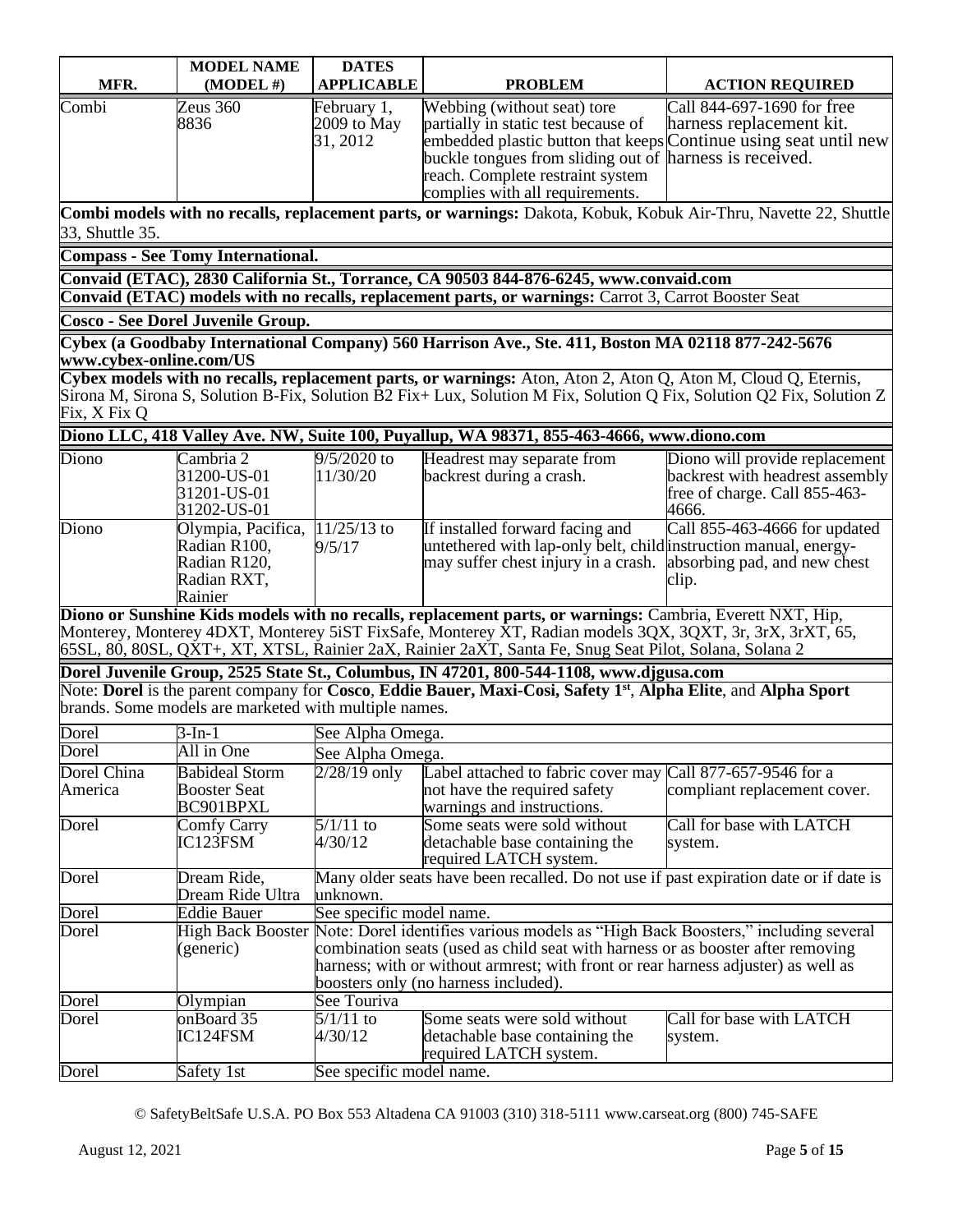| MFR. | MODEL NAME (MODEL #) | DATES APPLICABLE | PROBLEM | ACTION REQUIRED |
|---|---|---|---|---|
| Combi | Zeus 360 8836 | February 1, 2009 to May 31, 2012 | Webbing (without seat) tore partially in static test because of embedded plastic button that keeps buckle tongues from sliding out of reach. Complete restraint system complies with all requirements. | Call 844-697-1690 for free harness replacement kit. Continue using seat until new harness is received. |
| **Combi models with no recalls, replacement parts, or warnings:** Dakota, Kobuk, Kobuk Air-Thru, Navette 22, Shuttle 33, Shuttle 35. | | | | |
| **Compass - See Tomy International.** | | | | |
| **Convaid (ETAC), 2830 California St., Torrance, CA 90503 844-876-6245, www.convaid.com** | | | | |
| **Convaid (ETAC) models with no recalls, replacement parts, or warnings:** Carrot 3, Carrot Booster Seat | | | | |
| **Cosco - See Dorel Juvenile Group.** | | | | |
| **Cybex (a Goodbaby International Company) 560 Harrison Ave., Ste. 411, Boston MA 02118 877-242-5676 www.cybex-online.com/US** | | | | |
| **Cybex models with no recalls, replacement parts, or warnings:** Aton, Aton 2, Aton Q, Aton M, Cloud Q, Eternis, Sirona M, Sirona S, Solution B-Fix, Solution B2 Fix+ Lux, Solution M Fix, Solution Q Fix, Solution Q2 Fix, Solution Z Fix, X Fix Q | | | | |
| **Diono LLC, 418 Valley Ave. NW, Suite 100, Puyallup, WA 98371, 855-463-4666, www.diono.com** | | | | |
| Diono | Cambria 2 31200-US-01 31201-US-01 31202-US-01 | 9/5/2020 to 11/30/20 | Headrest may separate from backrest during a crash. | Diono will provide replacement backrest with headrest assembly free of charge. Call 855-463-4666. |
| Diono | Olympia, Pacifica, Radian R100, Radian R120, Radian RXT, Rainier | 11/25/13 to 9/5/17 | If installed forward facing and untethered with lap-only belt, child may suffer chest injury in a crash. | Call 855-463-4666 for updated instruction manual, energy-absorbing pad, and new chest clip. |
| **Diono or Sunshine Kids models with no recalls, replacement parts, or warnings:** Cambria, Everett NXT, Hip, Monterey, Monterey 4DXT, Monterey 5iST FixSafe, Monterey XT, Radian models 3QX, 3QXT, 3r, 3rX, 3rXT, 65, 65SL, 80, 80SL, QXT+, XT, XTSL, Rainier 2aX, Rainier 2aXT, Santa Fe, Snug Seat Pilot, Solana, Solana 2 | | | | |
| **Dorel Juvenile Group, 2525 State St., Columbus, IN 47201, 800-544-1108, www.djgusa.com** | | | | |
| Note: **Dorel** is the parent company for **Cosco**, **Eddie Bauer, Maxi-Cosi, Safety 1st**, **Alpha Elite**, and **Alpha Sport** brands. Some models are marketed with multiple names. | | | | |
| Dorel | 3-In-1 | See Alpha Omega. | | |
| Dorel | All in One | See Alpha Omega. | | |
| Dorel China America | Babideal Storm Booster Seat BC901BPXL | 2/28/19 only | Label attached to fabric cover may not have the required safety warnings and instructions. | Call 877-657-9546 for a compliant replacement cover. |
| Dorel | Comfy Carry IC123FSM | 5/1/11 to 4/30/12 | Some seats were sold without detachable base containing the required LATCH system. | Call for base with LATCH system. |
| Dorel | Dream Ride, Dream Ride Ultra | Many older seats have been recalled. Do not use if past expiration date or if date is unknown. | | |
| Dorel | Eddie Bauer | See specific model name. | | |
| Dorel | High Back Booster (generic) | Note: Dorel identifies various models as "High Back Boosters," including several combination seats (used as child seat with harness or as booster after removing harness; with or without armrest; with front or rear harness adjuster) as well as boosters only (no harness included). | | |
| Dorel | Olympian | See Touriva | | |
| Dorel | onBoard 35 IC124FSM | 5/1/11 to 4/30/12 | Some seats were sold without detachable base containing the required LATCH system. | Call for base with LATCH system. |
| Dorel | Safety 1st | See specific model name. | | |

© SafetyBeltSafe U.S.A. PO Box 553 Altadena CA 91003 (310) 318-5111 www.carseat.org (800) 745-SAFE

August 12, 2021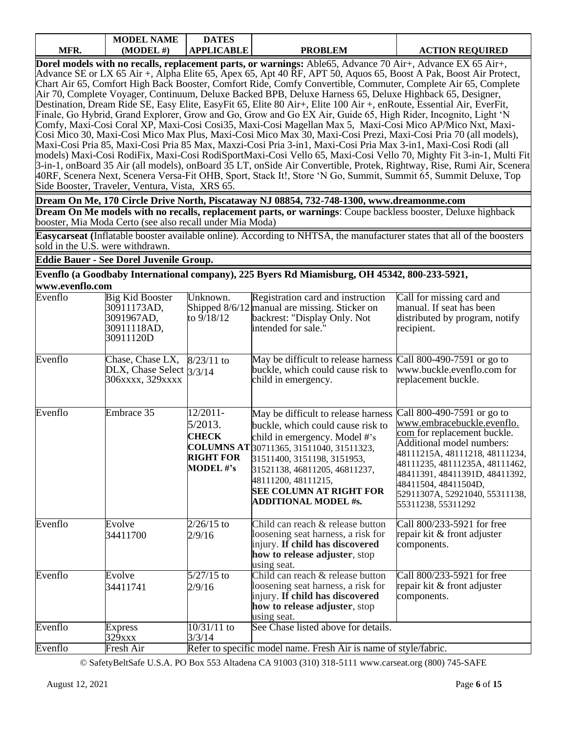| MFR. | MODEL NAME (MODEL #) | DATES APPLICABLE | PROBLEM | ACTION REQUIRED |
|---|---|---|---|---|
| **Dorel models with no recalls, replacement parts, or warnings:** Able65, Advance 70 Air+, Advance EX 65 Air+, Advance SE or LX 65 Air +, Alpha Elite 65, Apex 65, Apt 40 RF, APT 50, Aquos 65, Boost A Pak, Boost Air Protect, Chart Air 65, Comfort High Back Booster, Comfort Ride, Comfy Convertible, Commuter, Complete Air 65, Complete Air 70, Complete Voyager, Continuum, Deluxe Backed BPB, Deluxe Harness 65, Deluxe Highback 65, Designer, Destination, Dream Ride SE, Easy Elite, EasyFit 65, Elite 80 Air+, Elite 100 Air +, enRoute, Essential Air, EverFit, Finale, Go Hybrid, Grand Explorer, Grow and Go, Grow and Go EX Air, Guide 65, High Rider, Incognito, Light 'N Comfy, Maxi-Cosi Coral XP, Maxi-Cosi Cosi35, Maxi-Cosi Magellan Max 5, Maxi-Cosi Mico AP/Mico Nxt, Maxi-Cosi Mico 30, Maxi-Cosi Mico Max Plus, Maxi-Cosi Mico Max 30, Maxi-Cosi Prezi, Maxi-Cosi Pria 70 (all models), Maxi-Cosi Pria 85, Maxi-Cosi Pria 85 Max, Maxzi-Cosi Pria 3-in1, Maxi-Cosi Pria Max 3-in1, Maxi-Cosi Rodi (all models) Maxi-Cosi RodiFix, Maxi-Cosi RodiSportMaxi-Cosi Vello 65, Maxi-Cosi Vello 70, Mighty Fit 3-in-1, Multi Fit 3-in-1, onBoard 35 Air (all models), onBoard 35 LT, onSide Air Convertible, Protek, Rightway, Rise, Rumi Air, Scenera 40RF, Scenera Next, Scenera Versa-Fit OHB, Sport, Stack It!, Store 'N Go, Summit, Summit 65, Summit Deluxe, Top Side Booster, Traveler, Ventura, Vista, XRS 65. | | | | |
| **Dream On Me, 170 Circle Drive North, Piscataway NJ 08854, 732-748-1300, www.dreamonme.com** | | | | |
| **Dream On Me models with no recalls, replacement parts, or warnings**: Coupe backless booster, Deluxe highback booster, Mia Moda Certo (see also recall under Mia Moda) | | | | |
| **Easycarseat (**Inflatable booster available online). According to NHTSA, the manufacturer states that all of the boosters sold in the U.S. were withdrawn. | | | | |
| **Eddie Bauer - See Dorel Juvenile Group.** | | | | |
| **Evenflo (a Goodbaby International company), 225 Byers Rd Miamisburg, OH 45342, 800-233-5921, www.evenflo.com** | | | | |
| Evenflo | Big Kid Booster 30911173AD, 3091967AD, 30911118AD, 30911120D | Unknown. Shipped 8/6/12 to 9/18/12 | Registration card and instruction manual are missing. Sticker on backrest: "Display Only. Not intended for sale." | Call for missing card and manual. If seat has been distributed by program, notify recipient. |
| Evenflo | Chase, Chase LX, DLX, Chase Select 306xxxx, 329xxxx | 8/23/11 to 3/3/14 | May be difficult to release harness buckle, which could cause risk to child in emergency. | Call 800-490-7591 or go to www.buckle.evenflo.com for replacement buckle. |
| Evenflo | Embrace 35 | 12/2011-5/2013. **CHECK COLUMNS AT RIGHT FOR MODEL #'s** | May be difficult to release harness buckle, which could cause risk to child in emergency. Model #'s 30711365, 31511040, 31511323, 31511400, 3151198, 3151953, 31521138, 46811205, 46811237, 48111200, 48111215, **SEE COLUMN AT RIGHT FOR ADDITIONAL MODEL #s.** | Call 800-490-7591 or go to www.embracebuckle.evenflo.com for replacement buckle. Additional model numbers: 48111215A, 48111218, 48111234, 48111235, 48111235A, 48111462, 48411391, 48411391D, 48411392, 48411504, 48411504D, 52911307A, 52921040, 55311138, 55311238, 55311292 |
| Evenflo | Evolve 34411700 | 2/26/15 to 2/9/16 | Child can reach & release button loosening seat harness, a risk for injury. **If child has discovered how to release adjuster**, stop using seat. | Call 800/233-5921 for free repair kit & front adjuster components. |
| Evenflo | Evolve 34411741 | 5/27/15 to 2/9/16 | Child can reach & release button loosening seat harness, a risk for injury. **If child has discovered how to release adjuster**, stop using seat. | Call 800/233-5921 for free repair kit & front adjuster components. |
| Evenflo | Express 329xxx | 10/31/11 to 3/3/14 | See Chase listed above for details. | |
| Evenflo | Fresh Air | Refer to specific model name. Fresh Air is name of style/fabric. | | |

© SafetyBeltSafe U.S.A. PO Box 553 Altadena CA 91003 (310) 318-5111 www.carseat.org (800) 745-SAFE

August 12, 2021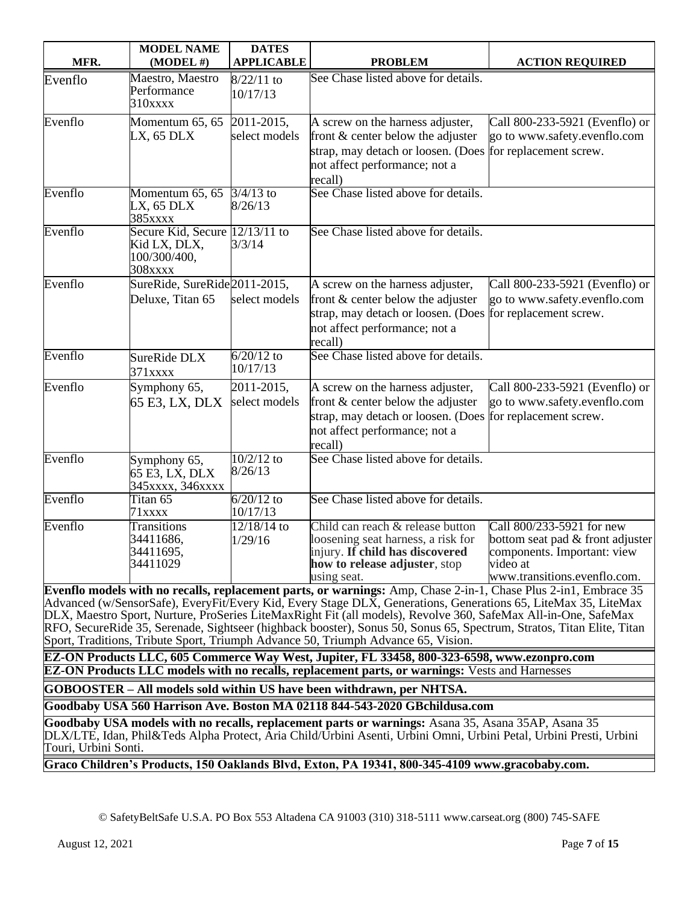| MFR. | MODEL NAME (MODEL #) | DATES APPLICABLE | PROBLEM | ACTION REQUIRED |
|---|---|---|---|---|
| Evenflo | Maestro, Maestro Performance 310xxxx | 8/22/11 to 10/17/13 | See Chase listed above for details. | |
| Evenflo | Momentum 65, 65 LX, 65 DLX | 2011-2015, select models | A screw on the harness adjuster, front & center below the adjuster strap, may detach or loosen. (Does not affect performance; not a recall) | Call 800-233-5921 (Evenflo) or go to www.safety.evenflo.com for replacement screw. |
| Evenflo | Momentum 65, 65 LX, 65 DLX 385xxxx | 3/4/13 to 8/26/13 | See Chase listed above for details. | |
| Evenflo | Secure Kid, Secure Kid LX, DLX, 100/300/400, 308xxxx | 12/13/11 to 3/3/14 | See Chase listed above for details. | |
| Evenflo | SureRide, SureRide Deluxe, Titan 65 | 2011-2015, select models | A screw on the harness adjuster, front & center below the adjuster strap, may detach or loosen. (Does not affect performance; not a recall) | Call 800-233-5921 (Evenflo) or go to www.safety.evenflo.com for replacement screw. |
| Evenflo | SureRide DLX 371xxxx | 6/20/12 to 10/17/13 | See Chase listed above for details. | |
| Evenflo | Symphony 65, 65 E3, LX, DLX | 2011-2015, select models | A screw on the harness adjuster, front & center below the adjuster strap, may detach or loosen. (Does not affect performance; not a recall) | Call 800-233-5921 (Evenflo) or go to www.safety.evenflo.com for replacement screw. |
| Evenflo | Symphony 65, 65 E3, LX, DLX 345xxxx, 346xxxx | 10/2/12 to 8/26/13 | See Chase listed above for details. | |
| Evenflo | Titan 65 71xxxx | 6/20/12 to 10/17/13 | See Chase listed above for details. | |
| Evenflo | Transitions 34411686, 34411695, 34411029 | 12/18/14 to 1/29/16 | Child can reach & release button loosening seat harness, a risk for injury. **If child has discovered how to release adjuster**, stop using seat. | Call 800/233-5921 for new bottom seat pad & front adjuster components. Important: view video at www.transitions.evenflo.com. |

**Evenflo models with no recalls, replacement parts, or warnings:** Amp, Chase 2-in-1, Chase Plus 2-in1, Embrace 35 Advanced (w/SensorSafe), EveryFit/Every Kid, Every Stage DLX, Generations, Generations 65, LiteMax 35, LiteMax DLX, Maestro Sport, Nurture, ProSeries LiteMaxRight Fit (all models), Revolve 360, SafeMax All-in-One, SafeMax RFO, SecureRide 35, Serenade, Sightseer (highback booster), Sonus 50, Sonus 65, Spectrum, Stratos, Titan Elite, Titan Sport, Traditions, Tribute Sport, Triumph Advance 50, Triumph Advance 65, Vision.

**EZ-ON Products LLC, 605 Commerce Way West, Jupiter, FL 33458, 800-323-6598, www.ezonpro.com**

**EZ-ON Products LLC models with no recalls, replacement parts, or warnings:** Vests and Harnesses

**GOBOOSTER – All models sold within US have been withdrawn, per NHTSA.**

**Goodbaby USA 560 Harrison Ave. Boston MA 02118 844-543-2020 GBchildusa.com**

**Goodbaby USA models with no recalls, replacement parts or warnings:** Asana 35, Asana 35AP, Asana 35 DLX/LTE, Idan, Phil&Teds Alpha Protect, Aria Child/Urbini Asenti, Urbini Omni, Urbini Petal, Urbini Presti, Urbini Touri, Urbini Sonti.

**Graco Children's Products, 150 Oaklands Blvd, Exton, PA 19341, 800-345-4109 www.gracobaby.com.**

© SafetyBeltSafe U.S.A. PO Box 553 Altadena CA 91003 (310) 318-5111 www.carseat.org (800) 745-SAFE

August 12, 2021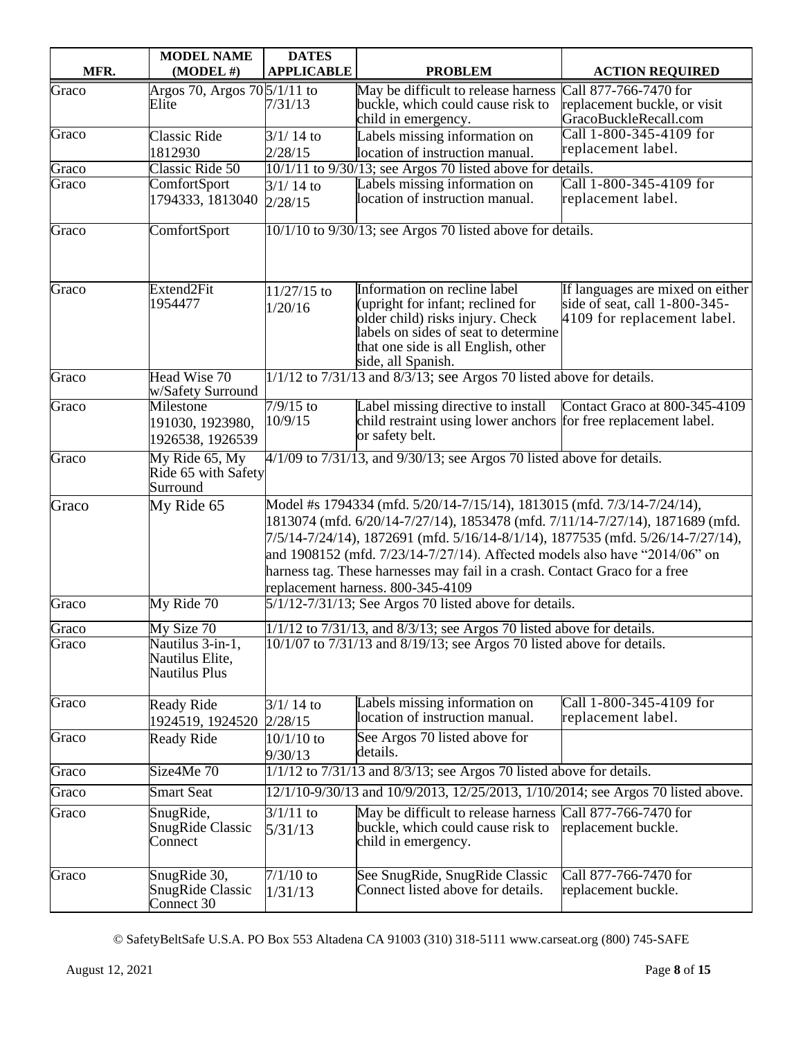| MFR. | MODEL NAME (MODEL #) | DATES APPLICABLE | PROBLEM | ACTION REQUIRED |
|---|---|---|---|---|
| Graco | Argos 70, Argos 70 Elite | 5/1/11 to 7/31/13 | May be difficult to release harness buckle, which could cause risk to child in emergency. | Call 877-766-7470 for replacement buckle, or visit GracoBuckleRecall.com |
| Graco | Classic Ride 1812930 | 3/1/ 14 to 2/28/15 | Labels missing information on location of instruction manual. | Call 1-800-345-4109 for replacement label. |
| Graco | Classic Ride 50 | 10/1/11 to 9/30/13; see Argos 70 listed above for details. | | |
| Graco | ComfortSport 1794333, 1813040 | 3/1/ 14 to 2/28/15 | Labels missing information on location of instruction manual. | Call 1-800-345-4109 for replacement label. |
| Graco | ComfortSport | 10/1/10 to 9/30/13; see Argos 70 listed above for details. | | |
| Graco | Extend2Fit 1954477 | 11/27/15 to 1/20/16 | Information on recline label (upright for infant; reclined for older child) risks injury. Check labels on sides of seat to determine that one side is all English, other side, all Spanish. | If languages are mixed on either side of seat, call 1-800-345-4109 for replacement label. |
| Graco | Head Wise 70 w/Safety Surround | 1/1/12 to 7/31/13 and 8/3/13; see Argos 70 listed above for details. | | |
| Graco | Milestone 191030, 1923980, 1926538, 1926539 | 7/9/15 to 10/9/15 | Label missing directive to install child restraint using lower anchors or safety belt. | Contact Graco at 800-345-4109 for free replacement label. |
| Graco | My Ride 65, My Ride 65 with Safety Surround | 4/1/09 to 7/31/13, and 9/30/13; see Argos 70 listed above for details. | | |
| Graco | My Ride 65 | Model #s 1794334 (mfd. 5/20/14-7/15/14), 1813015 (mfd. 7/3/14-7/24/14), 1813074 (mfd. 6/20/14-7/27/14), 1853478 (mfd. 7/11/14-7/27/14), 1871689 (mfd. 7/5/14-7/24/14), 1872691 (mfd. 5/16/14-8/1/14), 1877535 (mfd. 5/26/14-7/27/14), and 1908152 (mfd. 7/23/14-7/27/14). Affected models also have "2014/06" on harness tag. These harnesses may fail in a crash. Contact Graco for a free replacement harness. 800-345-4109 | | |
| Graco | My Ride 70 | 5/1/12-7/31/13; See Argos 70 listed above for details. | | |
| Graco | My Size 70 | 1/1/12 to 7/31/13, and 8/3/13; see Argos 70 listed above for details. | | |
| Graco | Nautilus 3-in-1, Nautilus Elite, Nautilus Plus | 10/1/07 to 7/31/13 and 8/19/13; see Argos 70 listed above for details. | | |
| Graco | Ready Ride 1924519, 1924520 | 3/1/ 14 to 2/28/15 | Labels missing information on location of instruction manual. | Call 1-800-345-4109 for replacement label. |
| Graco | Ready Ride | 10/1/10 to 9/30/13 | See Argos 70 listed above for details. | |
| Graco | Size4Me 70 | 1/1/12 to 7/31/13 and 8/3/13; see Argos 70 listed above for details. | | |
| Graco | Smart Seat | 12/1/10-9/30/13 and 10/9/2013, 12/25/2013, 1/10/2014; see Argos 70 listed above. | | |
| Graco | SnugRide, SnugRide Classic Connect | 3/1/11 to 5/31/13 | May be difficult to release harness buckle, which could cause risk to child in emergency. | Call 877-766-7470 for replacement buckle. |
| Graco | SnugRide 30, SnugRide Classic Connect 30 | 7/1/10 to 1/31/13 | See SnugRide, SnugRide Classic Connect listed above for details. | Call 877-766-7470 for replacement buckle. |

© SafetyBeltSafe U.S.A. PO Box 553 Altadena CA 91003 (310) 318-5111 www.carseat.org (800) 745-SAFE

August 12, 2021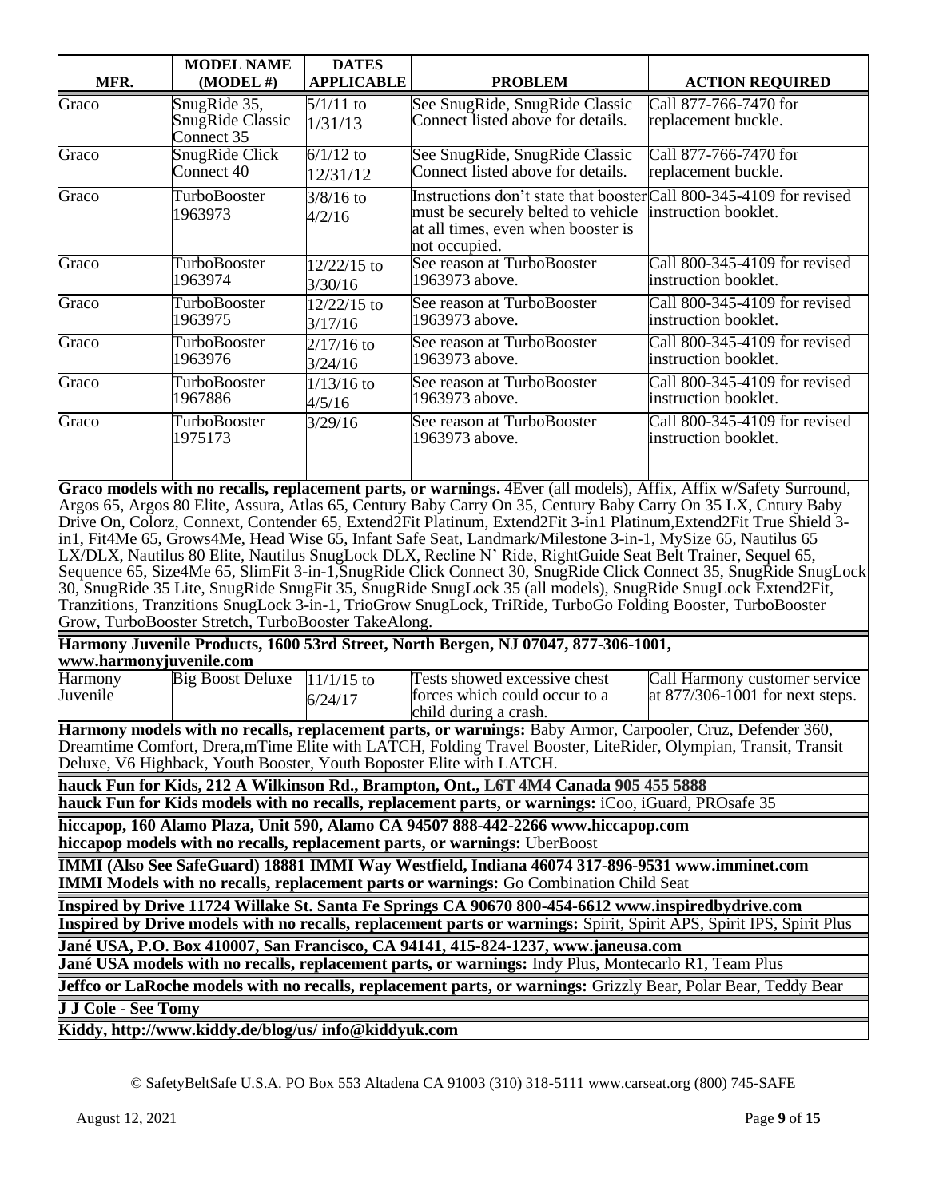| MFR. | MODEL NAME (MODEL #) | DATES APPLICABLE | PROBLEM | ACTION REQUIRED |
|---|---|---|---|---|
| Graco | SnugRide 35, SnugRide Classic Connect 35 | 5/1/11 to 1/31/13 | See SnugRide, SnugRide Classic Connect listed above for details. | Call 877-766-7470 for replacement buckle. |
| Graco | SnugRide Click Connect 40 | 6/1/12 to 12/31/12 | See SnugRide, SnugRide Classic Connect listed above for details. | Call 877-766-7470 for replacement buckle. |
| Graco | TurboBooster 1963973 | 3/8/16 to 4/2/16 | Instructions don't state that booster must be securely belted to vehicle at all times, even when booster is not occupied. | Call 800-345-4109 for revised instruction booklet. |
| Graco | TurboBooster 1963974 | 12/22/15 to 3/30/16 | See reason at TurboBooster 1963973 above. | Call 800-345-4109 for revised instruction booklet. |
| Graco | TurboBooster 1963975 | 12/22/15 to 3/17/16 | See reason at TurboBooster 1963973 above. | Call 800-345-4109 for revised instruction booklet. |
| Graco | TurboBooster 1963976 | 2/17/16 to 3/24/16 | See reason at TurboBooster 1963973 above. | Call 800-345-4109 for revised instruction booklet. |
| Graco | TurboBooster 1967886 | 1/13/16 to 4/5/16 | See reason at TurboBooster 1963973 above. | Call 800-345-4109 for revised instruction booklet. |
| Graco | TurboBooster 1975173 | 3/29/16 | See reason at TurboBooster 1963973 above. | Call 800-345-4109 for revised instruction booklet. |

**Graco models with no recalls, replacement parts, or warnings.** 4Ever (all models), Affix, Affix w/Safety Surround, Argos 65, Argos 80 Elite, Assura, Atlas 65, Century Baby Carry On 35, Century Baby Carry On 35 LX, Cntury Baby Drive On, Colorz, Connext, Contender 65, Extend2Fit Platinum, Extend2Fit 3-in1 Platinum,Extend2Fit True Shield 3-in1, Fit4Me 65, Grows4Me, Head Wise 65, Infant Safe Seat, Landmark/Milestone 3-in-1, MySize 65, Nautilus 65 LX/DLX, Nautilus 80 Elite, Nautilus SnugLock DLX, Recline N' Ride, RightGuide Seat Belt Trainer, Sequel 65, Sequence 65, Size4Me 65, SlimFit 3-in-1,SnugRide Click Connect 30, SnugRide Click Connect 35, SnugRide SnugLock 30, SnugRide 35 Lite, SnugRide SnugFit 35, SnugRide SnugLock 35 (all models), SnugRide SnugLock Extend2Fit, Tranzitions, Tranzitions SnugLock 3-in-1, TrioGrow SnugLock, TriRide, TurboGo Folding Booster, TurboBooster Grow, TurboBooster Stretch, TurboBooster TakeAlong.

**Harmony Juvenile Products, 1600 53rd Street, North Bergen, NJ 07047, 877-306-1001, www.harmonyjuvenile.com**

| MFR. | MODEL NAME (MODEL #) | DATES APPLICABLE | PROBLEM | ACTION REQUIRED |
|---|---|---|---|---|
| Harmony Juvenile | Big Boost Deluxe | 11/1/15 to 6/24/17 | Tests showed excessive chest forces which could occur to a child during a crash. | Call Harmony customer service at 877/306-1001 for next steps. |

**Harmony models with no recalls, replacement parts, or warnings:** Baby Armor, Carpooler, Cruz, Defender 360, Dreamtime Comfort, Drera,mTime Elite with LATCH, Folding Travel Booster, LiteRider, Olympian, Transit, Transit Deluxe, V6 Highback, Youth Booster, Youth Boposter Elite with LATCH.

**hauck Fun for Kids, 212 A Wilkinson Rd., Brampton, Ont., L6T 4M4 Canada 905 455 5888**

**hauck Fun for Kids models with no recalls, replacement parts, or warnings:** iCoo, iGuard, PROsafe 35

**hiccapop, 160 Alamo Plaza, Unit 590, Alamo CA 94507 888-442-2266 www.hiccapop.com**

**hiccapop models with no recalls, replacement parts, or warnings:** UberBoost

**IMMI (Also See SafeGuard) 18881 IMMI Way Westfield, Indiana 46074 317-896-9531 www.imminet.com**

**IMMI Models with no recalls, replacement parts or warnings:** Go Combination Child Seat

**Inspired by Drive 11724 Willake St. Santa Fe Springs CA 90670 800-454-6612 www.inspiredbydrive.com**

**Inspired by Drive models with no recalls, replacement parts or warnings:** Spirit, Spirit APS, Spirit IPS, Spirit Plus

**Jané USA, P.O. Box 410007, San Francisco, CA 94141, 415-824-1237, www.janeusa.com**

**Jané USA models with no recalls, replacement parts, or warnings:** Indy Plus, Montecarlo R1, Team Plus

**Jeffco or LaRoche models with no recalls, replacement parts, or warnings:** Grizzly Bear, Polar Bear, Teddy Bear

**J J Cole - See Tomy**

**Kiddy, http://www.kiddy.de/blog/us/ info@kiddyuk.com**

© SafetyBeltSafe U.S.A. PO Box 553 Altadena CA 91003 (310) 318-5111 www.carseat.org (800) 745-SAFE

August 12, 2021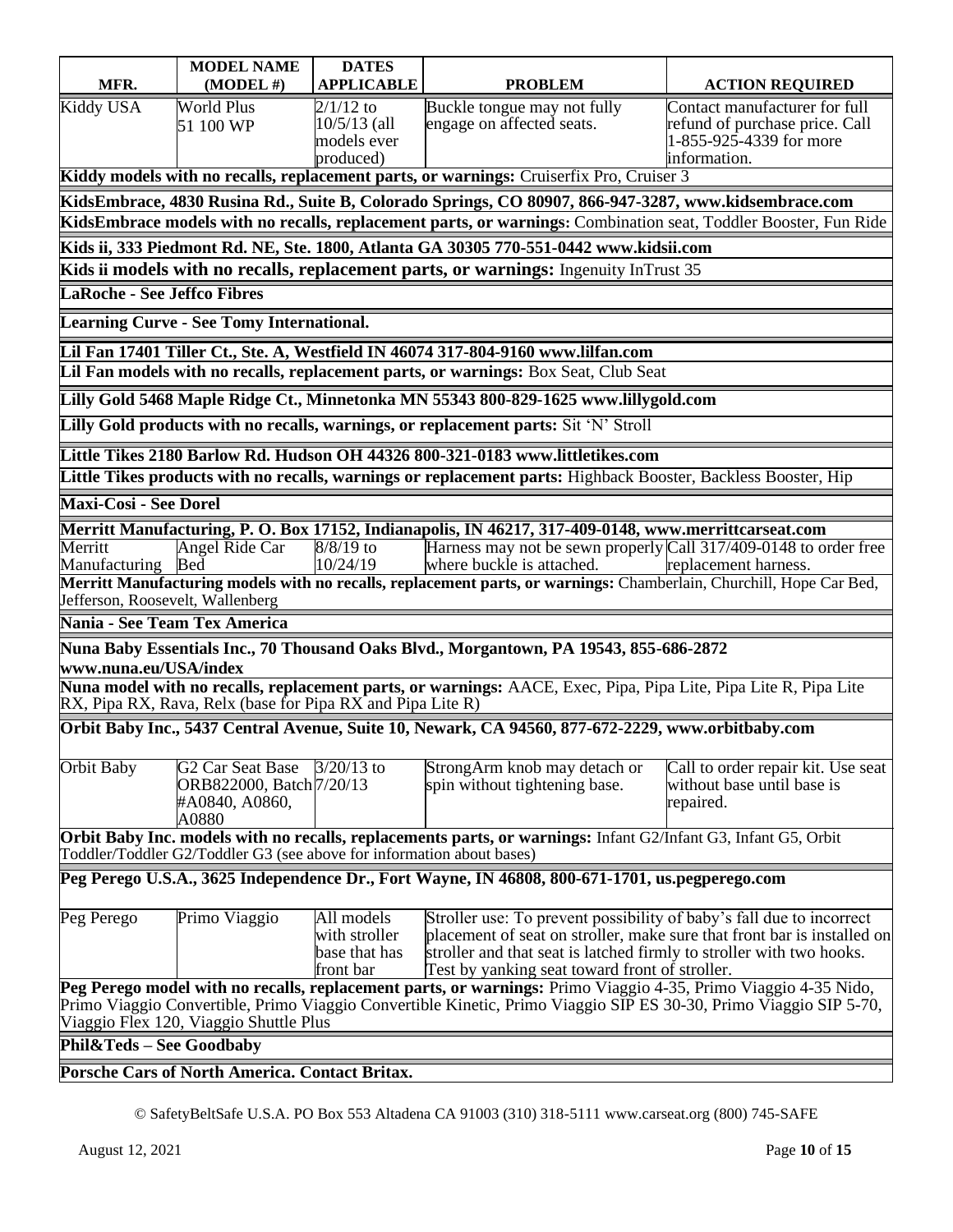| MFR. | MODEL NAME (MODEL #) | DATES APPLICABLE | PROBLEM | ACTION REQUIRED |
|---|---|---|---|---|
| Kiddy USA | World Plus 51 100 WP | 2/1/12 to 10/5/13 (all models ever produced) | Buckle tongue may not fully engage on affected seats. | Contact manufacturer for full refund of purchase price. Call 1-855-925-4339 for more information. |
| **Kiddy models with no recalls, replacement parts, or warnings:** Cruiserfix Pro, Cruiser 3 | | | | |
| **KidsEmbrace, 4830 Rusina Rd., Suite B, Colorado Springs, CO 80907, 866-947-3287, www.kidsembrace.com** | | | | |
| **KidsEmbrace models with no recalls, replacement parts, or warnings:** Combination seat, Toddler Booster, Fun Ride | | | | |
| **Kids ii, 333 Piedmont Rd. NE, Ste. 1800, Atlanta GA 30305 770-551-0442 www.kidsii.com** | | | | |
| **Kids ii models with no recalls, replacement parts, or warnings:** Ingenuity InTrust 35 | | | | |
| **LaRoche - See Jeffco Fibres** | | | | |
| **Learning Curve - See Tomy International.** | | | | |
| **Lil Fan 17401 Tiller Ct., Ste. A, Westfield IN 46074 317-804-9160 www.lilfan.com** | | | | |
| **Lil Fan models with no recalls, replacement parts, or warnings:** Box Seat, Club Seat | | | | |
| **Lilly Gold 5468 Maple Ridge Ct., Minnetonka MN 55343 800-829-1625 www.lillygold.com** | | | | |
| **Lilly Gold products with no recalls, warnings, or replacement parts:** Sit 'N' Stroll | | | | |
| **Little Tikes 2180 Barlow Rd. Hudson OH 44326 800-321-0183 www.littletikes.com** | | | | |
| **Little Tikes products with no recalls, warnings or replacement parts:** Highback Booster, Backless Booster, Hip | | | | |
| **Maxi-Cosi - See Dorel** | | | | |
| **Merritt Manufacturing, P. O. Box 17152, Indianapolis, IN 46217, 317-409-0148, www.merrittcarseat.com** | | | | |
| Merritt Manufacturing | Angel Ride Car Bed | 8/8/19 to 10/24/19 | Harness may not be sewn properly where buckle is attached. | Call 317/409-0148 to order free replacement harness. |
| **Merritt Manufacturing models with no recalls, replacement parts, or warnings:** Chamberlain, Churchill, Hope Car Bed, Jefferson, Roosevelt, Wallenberg | | | | |
| **Nania - See Team Tex America** | | | | |
| **Nuna Baby Essentials Inc., 70 Thousand Oaks Blvd., Morgantown, PA 19543, 855-686-2872 www.nuna.eu/USA/index** | | | | |
| **Nuna model with no recalls, replacement parts, or warnings:** AACE, Exec, Pipa, Pipa Lite, Pipa Lite R, Pipa Lite RX, Pipa RX, Rava, Relx (base for Pipa RX and Pipa Lite R) | | | | |
| **Orbit Baby Inc., 5437 Central Avenue, Suite 10, Newark, CA 94560, 877-672-2229, www.orbitbaby.com** | | | | |
| Orbit Baby | G2 Car Seat Base ORB822000, Batch #A0840, A0860, A0880 | 3/20/13 to 7/20/13 | StrongArm knob may detach or spin without tightening base. | Call to order repair kit. Use seat without base until base is repaired. |
| **Orbit Baby Inc. models with no recalls, replacements parts, or warnings:** Infant G2/Infant G3, Infant G5, Orbit Toddler/Toddler G2/Toddler G3 (see above for information about bases) | | | | |
| **Peg Perego U.S.A., 3625 Independence Dr., Fort Wayne, IN 46808, 800-671-1701, us.pegperego.com** | | | | |
| Peg Perego | Primo Viaggio | All models with stroller base that has front bar | Stroller use: To prevent possibility of baby's fall due to incorrect placement of seat on stroller, make sure that front bar is installed on stroller and that seat is latched firmly to stroller with two hooks. Test by yanking seat toward front of stroller. | |
| **Peg Perego model with no recalls, replacement parts, or warnings:** Primo Viaggio 4-35, Primo Viaggio 4-35 Nido, Primo Viaggio Convertible, Primo Viaggio Convertible Kinetic, Primo Viaggio SIP ES 30-30, Primo Viaggio SIP 5-70, Viaggio Flex 120, Viaggio Shuttle Plus | | | | |
| **Phil&Teds – See Goodbaby** | | | | |
| **Porsche Cars of North America. Contact Britax.** | | | | |

© SafetyBeltSafe U.S.A. PO Box 553 Altadena CA 91003 (310) 318-5111 www.carseat.org (800) 745-SAFE

August 12, 2021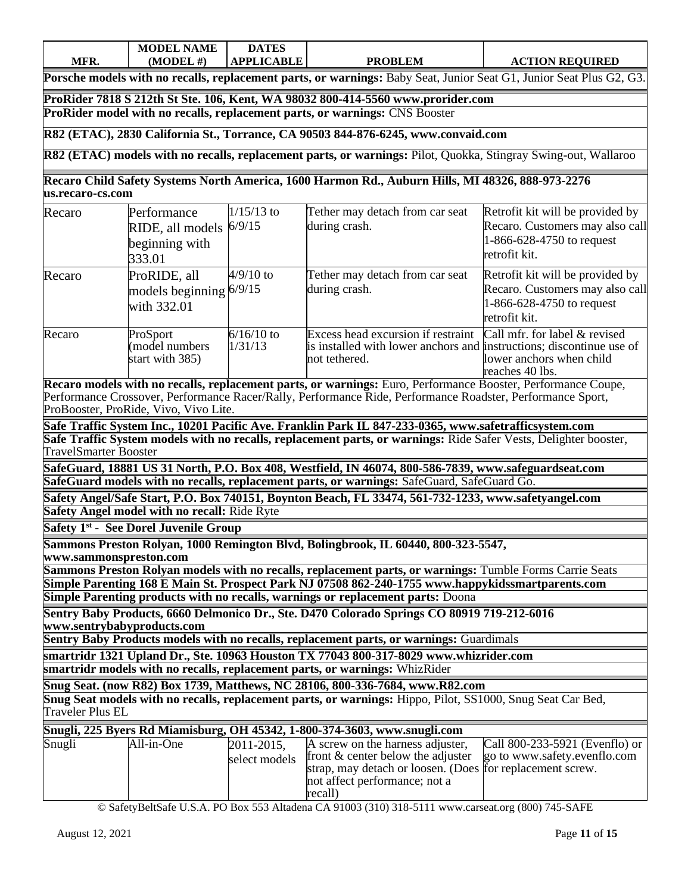| MFR. | MODEL NAME (MODEL #) | DATES APPLICABLE | PROBLEM | ACTION REQUIRED |
|---|---|---|---|---|
| **Porsche models with no recalls, replacement parts, or warnings:** Baby Seat, Junior Seat G1, Junior Seat Plus G2, G3. | | | | |
| **ProRider 7818 S 212th St Ste. 106, Kent, WA 98032 800-414-5560 www.prorider.com** | | | | |
| **ProRider model with no recalls, replacement parts, or warnings:** CNS Booster | | | | |
| **R82 (ETAC), 2830 California St., Torrance, CA 90503 844-876-6245, www.convaid.com** | | | | |
| **R82 (ETAC) models with no recalls, replacement parts, or warnings:** Pilot, Quokka, Stingray Swing-out, Wallaroo | | | | |
| **Recaro Child Safety Systems North America, 1600 Harmon Rd., Auburn Hills, MI 48326, 888-973-2276 us.recaro-cs.com** | | | | |
| Recaro | Performance RIDE, all models beginning with 333.01 | 1/15/13 to 6/9/15 | Tether may detach from car seat during crash. | Retrofit kit will be provided by Recaro. Customers may also call 1-866-628-4750 to request retrofit kit. |
| Recaro | ProRIDE, all models beginning with 332.01 | 4/9/10 to 6/9/15 | Tether may detach from car seat during crash. | Retrofit kit will be provided by Recaro. Customers may also call 1-866-628-4750 to request retrofit kit. |
| Recaro | ProSport (model numbers start with 385) | 6/16/10 to 1/31/13 | Excess head excursion if restraint is installed with lower anchors and not tethered. | Call mfr. for label & revised instructions; discontinue use of lower anchors when child reaches 40 lbs. |
| **Recaro models with no recalls, replacement parts, or warnings:** Euro, Performance Booster, Performance Coupe, Performance Crossover, Performance Racer/Rally, Performance Ride, Performance Roadster, Performance Sport, ProBooster, ProRide, Vivo, Vivo Lite. | | | | |
| **Safe Traffic System Inc., 10201 Pacific Ave. Franklin Park IL 847-233-0365, www.safetrafficsystem.com** | | | | |
| **Safe Traffic System models with no recalls, replacement parts, or warnings:** Ride Safer Vests, Delighter booster, TravelSmarter Booster | | | | |
| **SafeGuard, 18881 US 31 North, P.O. Box 408, Westfield, IN 46074, 800-586-7839, www.safeguardseat.com** | | | | |
| **SafeGuard models with no recalls, replacement parts, or warnings:** SafeGuard, SafeGuard Go. | | | | |
| **Safety Angel/Safe Start, P.O. Box 740151, Boynton Beach, FL 33474, 561-732-1233, www.safetyangel.com** | | | | |
| **Safety Angel model with no recall:** Ride Ryte | | | | |
| **Safety 1st - See Dorel Juvenile Group** | | | | |
| **Sammons Preston Rolyan, 1000 Remington Blvd, Bolingbrook, IL 60440, 800-323-5547, www.sammonspreston.com** | | | | |
| **Sammons Preston Rolyan models with no recalls, replacement parts, or warnings:** Tumble Forms Carrie Seats | | | | |
| **Simple Parenting 168 E Main St. Prospect Park NJ 07508 862-240-1755 www.happykidssmartparents.com** | | | | |
| **Simple Parenting products with no recalls, warnings or replacement parts:** Doona | | | | |
| **Sentry Baby Products, 6660 Delmonico Dr., Ste. D470 Colorado Springs CO 80919 719-212-6016 www.sentrybabyproducts.com** | | | | |
| **Sentry Baby Products models with no recalls, replacement parts, or warnings:** Guardimals | | | | |
| **smartridr 1321 Upland Dr., Ste. 10963 Houston TX 77043 800-317-8029 www.whizrider.com** | | | | |
| **smartridr models with no recalls, replacement parts, or warnings:** WhizRider | | | | |
| **Snug Seat. (now R82) Box 1739, Matthews, NC 28106, 800-336-7684, www.R82.com** | | | | |
| **Snug Seat models with no recalls, replacement parts, or warnings:** Hippo, Pilot, SS1000, Snug Seat Car Bed, Traveler Plus EL | | | | |
| **Snugli, 225 Byers Rd Miamisburg, OH 45342, 1-800-374-3603, www.snugli.com** | | | | |
| Snugli | All-in-One | 2011-2015, select models | A screw on the harness adjuster, front & center below the adjuster strap, may detach or loosen. (Does not affect performance; not a recall) | Call 800-233-5921 (Evenflo) or go to www.safety.evenflo.com for replacement screw. |

© SafetyBeltSafe U.S.A. PO Box 553 Altadena CA 91003 (310) 318-5111 www.carseat.org (800) 745-SAFE

August 12, 2021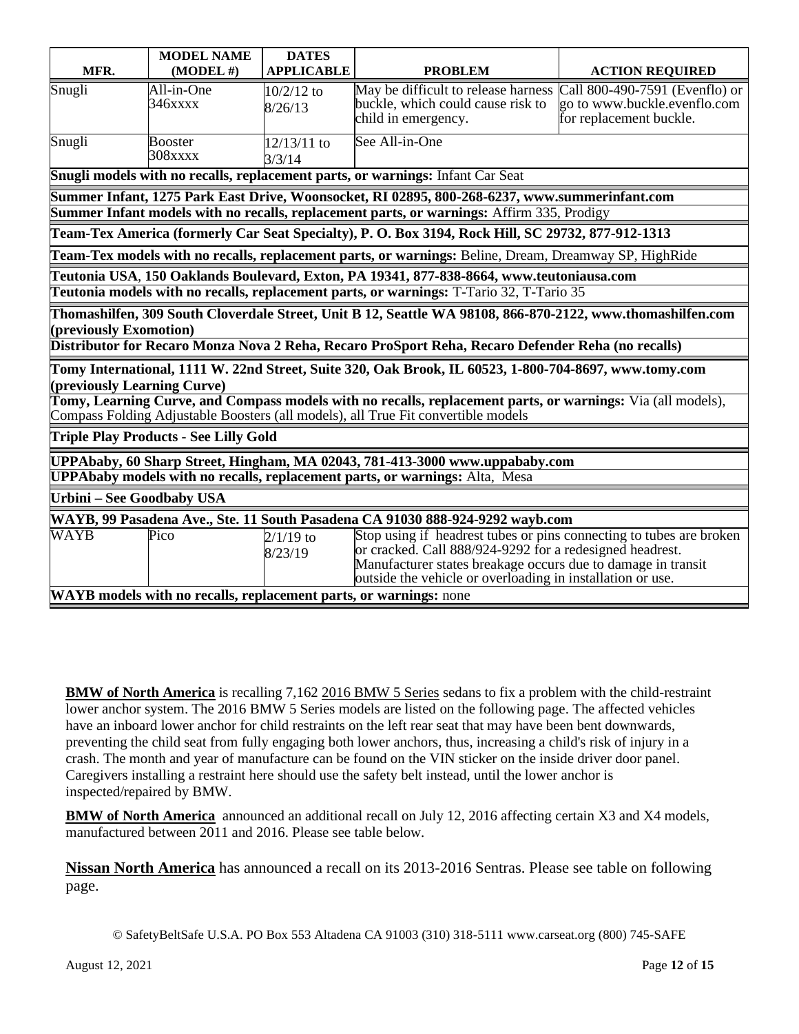| MFR. | MODEL NAME (MODEL #) | DATES APPLICABLE | PROBLEM | ACTION REQUIRED |
|---|---|---|---|---|
| Snugli | All-in-One 346xxxx | 10/2/12 to 8/26/13 | May be difficult to release harness buckle, which could cause risk to child in emergency. | Call 800-490-7591 (Evenflo) or go to www.buckle.evenflo.com for replacement buckle. |
| Snugli | Booster 308xxxx | 12/13/11 to 3/3/14 | See All-in-One | |
| **Snugli models with no recalls, replacement parts, or warnings:** Infant Car Seat | | | | |
| **Summer Infant, 1275 Park East Drive, Woonsocket, RI 02895, 800-268-6237, www.summerinfant.com** | | | | |
| **Summer Infant models with no recalls, replacement parts, or warnings:** Affirm 335, Prodigy | | | | |
| **Team-Tex America (formerly Car Seat Specialty), P. O. Box 3194, Rock Hill, SC 29732, 877-912-1313** | | | | |
| **Team-Tex models with no recalls, replacement parts, or warnings:** Beline, Dream, Dreamway SP, HighRide | | | | |
| **Teutonia USA, 150 Oaklands Boulevard, Exton, PA 19341, 877-838-8664, www.teutoniausa.com** | | | | |
| **Teutonia models with no recalls, replacement parts, or warnings:** T-Tario 32, T-Tario 35 | | | | |
| **Thomashilfen, 309 South Cloverdale Street, Unit B 12, Seattle WA 98108, 866-870-2122, www.thomashilfen.com (previously Exomotion)** | | | | |
| **Distributor for Recaro Monza Nova 2 Reha, Recaro ProSport Reha, Recaro Defender Reha (no recalls)** | | | | |
| **Tomy International, 1111 W. 22nd Street, Suite 320, Oak Brook, IL 60523, 1-800-704-8697, www.tomy.com (previously Learning Curve)** | | | | |
| **Tomy, Learning Curve, and Compass models with no recalls, replacement parts, or warnings:** Via (all models), Compass Folding Adjustable Boosters (all models), all True Fit convertible models | | | | |
| **Triple Play Products - See Lilly Gold** | | | | |
| **UPPAbaby, 60 Sharp Street, Hingham, MA 02043, 781-413-3000 www.uppababy.com** | | | | |
| **UPPAbaby models with no recalls, replacement parts, or warnings:** Alta, Mesa | | | | |
| **Urbini – See Goodbaby USA** | | | | |
| **WAYB, 99 Pasadena Ave., Ste. 11 South Pasadena CA 91030 888-924-9292 wayb.com** | | | | |
| WAYB | Pico | 2/1/19 to 8/23/19 | Stop using if headrest tubes or pins connecting to tubes are broken or cracked. Call 888/924-9292 for a redesigned headrest. Manufacturer states breakage occurs due to damage in transit outside the vehicle or overloading in installation or use. | |
| **WAYB models with no recalls, replacement parts, or warnings:** none | | | | |

**BMW of North America** is recalling 7,162 2016 BMW 5 Series sedans to fix a problem with the child-restraint lower anchor system. The 2016 BMW 5 Series models are listed on the following page. The affected vehicles have an inboard lower anchor for child restraints on the left rear seat that may have been bent downwards, preventing the child seat from fully engaging both lower anchors, thus, increasing a child's risk of injury in a crash. The month and year of manufacture can be found on the VIN sticker on the inside driver door panel. Caregivers installing a restraint here should use the safety belt instead, until the lower anchor is inspected/repaired by BMW.

**BMW of North America** announced an additional recall on July 12, 2016 affecting certain X3 and X4 models, manufactured between 2011 and 2016. Please see table below.

**Nissan North America** has announced a recall on its 2013-2016 Sentras. Please see table on following page.

© SafetyBeltSafe U.S.A. PO Box 553 Altadena CA 91003 (310) 318-5111 www.carseat.org (800) 745-SAFE

August 12, 2021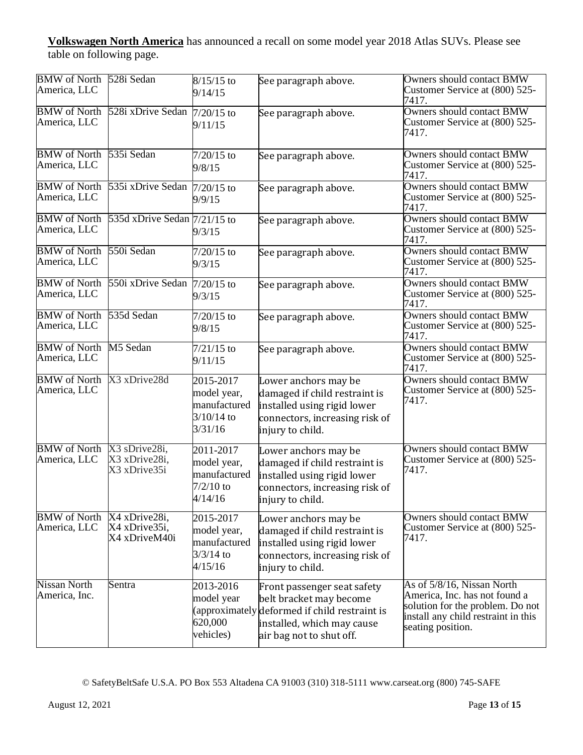**Volkswagen North America** has announced a recall on some model year 2018 Atlas SUVs. Please see table on following page.

| | | | | |
|---|---|---|---|---|
| BMW of North America, LLC | 528i Sedan | 8/15/15 to 9/14/15 | See paragraph above. | Owners should contact BMW Customer Service at (800) 525-7417. |
| BMW of North America, LLC | 528i xDrive Sedan | 7/20/15 to 9/11/15 | See paragraph above. | Owners should contact BMW Customer Service at (800) 525-7417. |
| BMW of North America, LLC | 535i Sedan | 7/20/15 to 9/8/15 | See paragraph above. | Owners should contact BMW Customer Service at (800) 525-7417. |
| BMW of North America, LLC | 535i xDrive Sedan | 7/20/15 to 9/9/15 | See paragraph above. | Owners should contact BMW Customer Service at (800) 525-7417. |
| BMW of North America, LLC | 535d xDrive Sedan | 7/21/15 to 9/3/15 | See paragraph above. | Owners should contact BMW Customer Service at (800) 525-7417. |
| BMW of North America, LLC | 550i Sedan | 7/20/15 to 9/3/15 | See paragraph above. | Owners should contact BMW Customer Service at (800) 525-7417. |
| BMW of North America, LLC | 550i xDrive Sedan | 7/20/15 to 9/3/15 | See paragraph above. | Owners should contact BMW Customer Service at (800) 525-7417. |
| BMW of North America, LLC | 535d Sedan | 7/20/15 to 9/8/15 | See paragraph above. | Owners should contact BMW Customer Service at (800) 525-7417. |
| BMW of North America, LLC | M5 Sedan | 7/21/15 to 9/11/15 | See paragraph above. | Owners should contact BMW Customer Service at (800) 525-7417. |
| BMW of North America, LLC | X3 xDrive28d | 2015-2017 model year, manufactured 3/10/14 to 3/31/16 | Lower anchors may be damaged if child restraint is installed using rigid lower connectors, increasing risk of injury to child. | Owners should contact BMW Customer Service at (800) 525-7417. |
| BMW of North America, LLC | X3 sDrive28i, X3 xDrive28i, X3 xDrive35i | 2011-2017 model year, manufactured 7/2/10 to 4/14/16 | Lower anchors may be damaged if child restraint is installed using rigid lower connectors, increasing risk of injury to child. | Owners should contact BMW Customer Service at (800) 525-7417. |
| BMW of North America, LLC | X4 xDrive28i, X4 xDrive35i, X4 xDriveM40i | 2015-2017 model year, manufactured 3/3/14 to 4/15/16 | Lower anchors may be damaged if child restraint is installed using rigid lower connectors, increasing risk of injury to child. | Owners should contact BMW Customer Service at (800) 525-7417. |
| Nissan North America, Inc. | Sentra | 2013-2016 model year (approximately 620,000 vehicles) | Front passenger seat safety belt bracket may become deformed if child restraint is installed, which may cause air bag not to shut off. | As of 5/8/16, Nissan North America, Inc. has not found a solution for the problem. Do not install any child restraint in this seating position. |

© SafetyBeltSafe U.S.A. PO Box 553 Altadena CA 91003 (310) 318-5111 www.carseat.org (800) 745-SAFE

August 12, 2021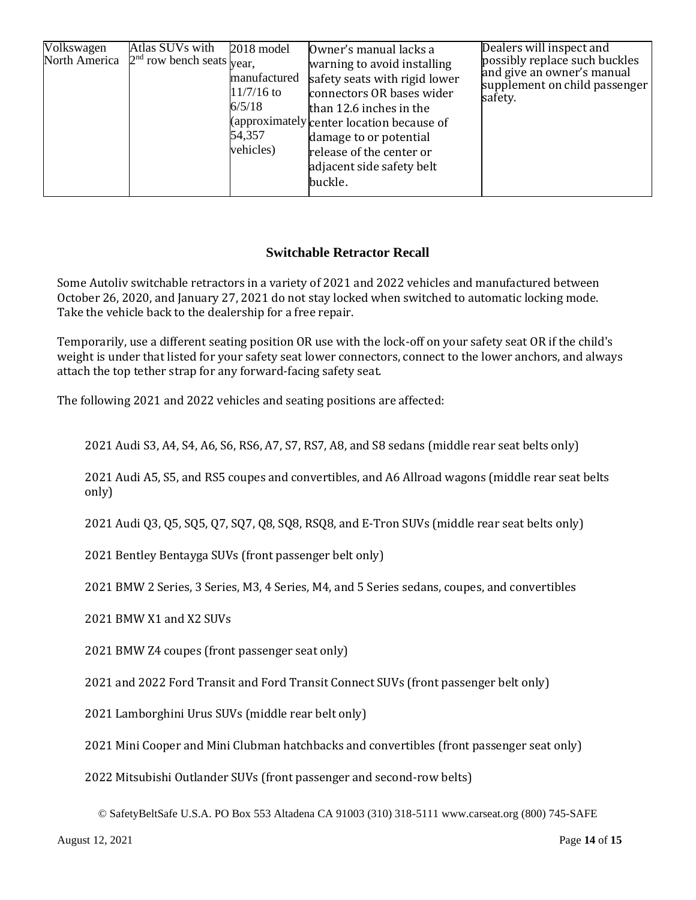| Volkswagen North America | Atlas SUVs with 2nd row bench seats | 2018 model year, manufactured 11/7/16 to 6/5/18 (approximately 54,357 vehicles) | Owner's manual lacks a warning to avoid installing safety seats with rigid lower connectors OR bases wider than 12.6 inches in the center location because of damage to or potential release of the center or adjacent side safety belt buckle. | Dealers will inspect and possibly replace such buckles and give an owner's manual supplement on child passenger safety. |
|---|---|---|---|---|

## Switchable Retractor Recall

Some Autoliv switchable retractors in a variety of 2021 and 2022 vehicles and manufactured between October 26, 2020, and January 27, 2021 do not stay locked when switched to automatic locking mode. Take the vehicle back to the dealership for a free repair.

Temporarily, use a different seating position OR use with the lock-off on your safety seat OR if the child's weight is under that listed for your safety seat lower connectors, connect to the lower anchors, and always attach the top tether strap for any forward-facing safety seat.

The following 2021 and 2022 vehicles and seating positions are affected:

2021 Audi S3, A4, S4, A6, S6, RS6, A7, S7, RS7, A8, and S8 sedans (middle rear seat belts only)

2021 Audi A5, S5, and RS5 coupes and convertibles, and A6 Allroad wagons (middle rear seat belts only)

2021 Audi Q3, Q5, SQ5, Q7, SQ7, Q8, SQ8, RSQ8, and E-Tron SUVs (middle rear seat belts only)

2021 Bentley Bentayga SUVs (front passenger belt only)

2021 BMW 2 Series, 3 Series, M3, 4 Series, M4, and 5 Series sedans, coupes, and convertibles

2021 BMW X1 and X2 SUVs

2021 BMW Z4 coupes (front passenger seat only)

2021 and 2022 Ford Transit and Ford Transit Connect SUVs (front passenger belt only)

2021 Lamborghini Urus SUVs (middle rear belt only)

2021 Mini Cooper and Mini Clubman hatchbacks and convertibles (front passenger seat only)

2022 Mitsubishi Outlander SUVs (front passenger and second-row belts)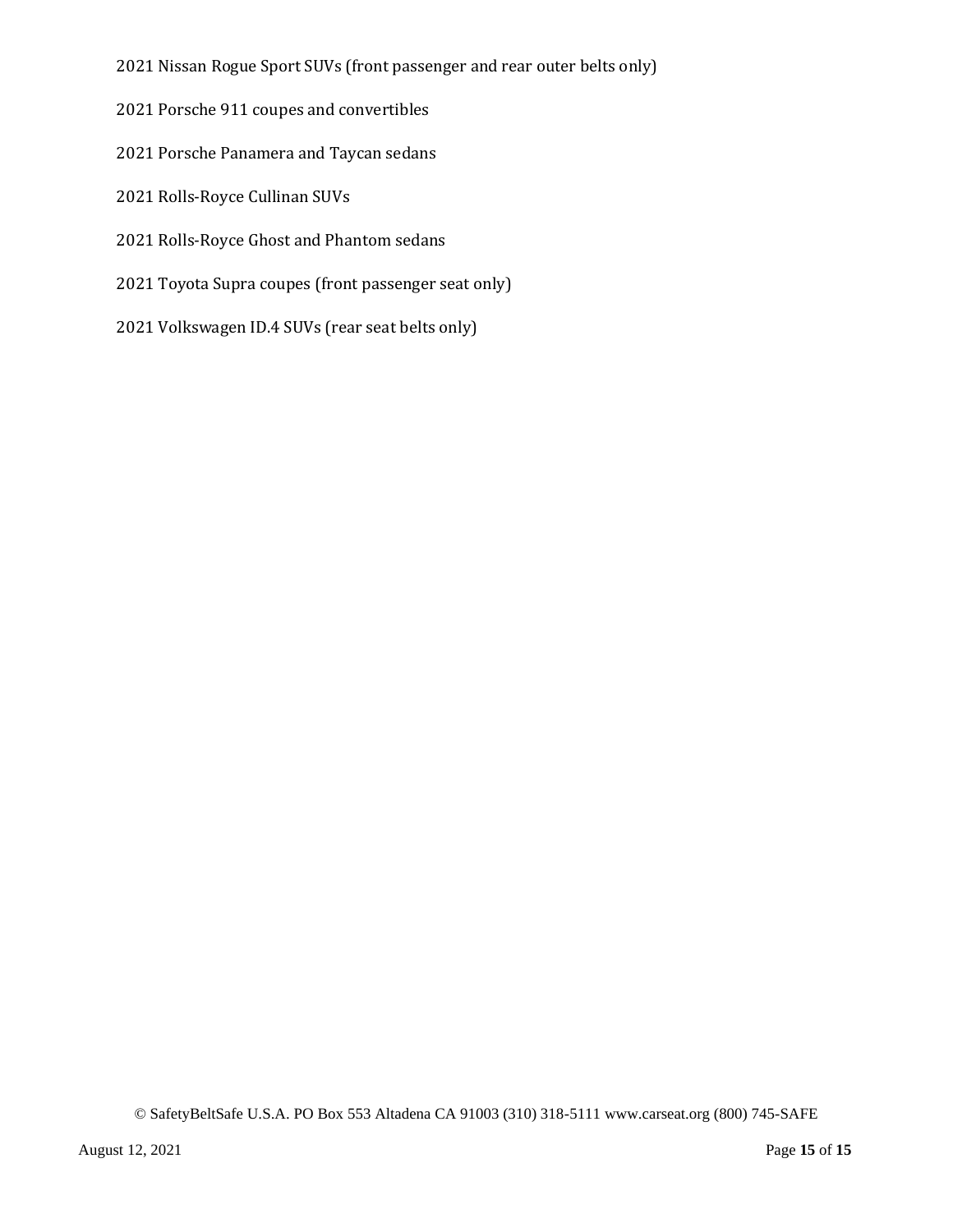2021 Nissan Rogue Sport SUVs (front passenger and rear outer belts only)

2021 Porsche 911 coupes and convertibles

2021 Porsche Panamera and Taycan sedans

2021 Rolls-Royce Cullinan SUVs

2021 Rolls-Royce Ghost and Phantom sedans

2021 Toyota Supra coupes (front passenger seat only)

2021 Volkswagen ID.4 SUVs (rear seat belts only)